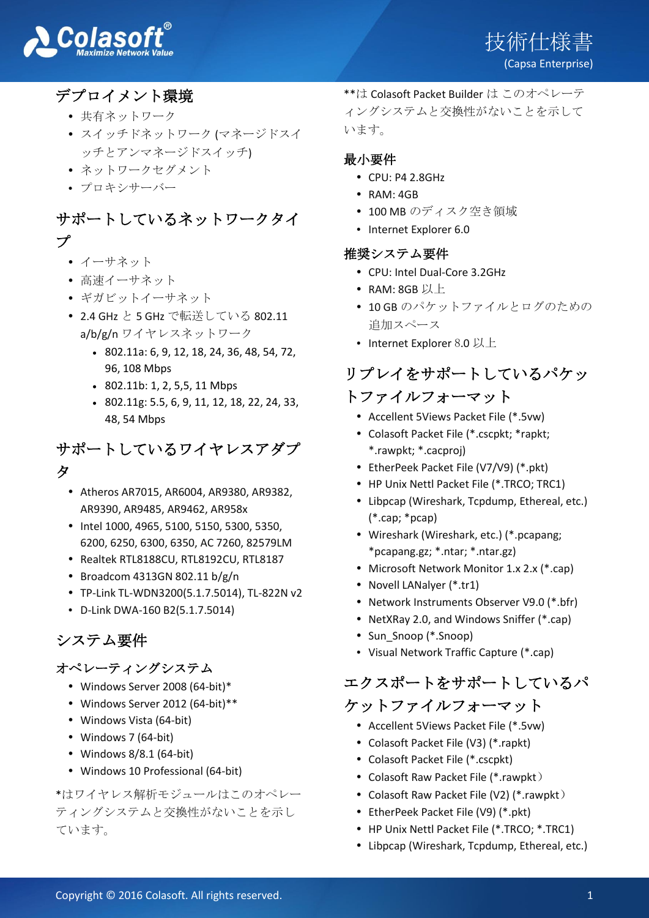# 技術仕様書

(Capsa Enterprise)

## デプロイメント環境

- 共有ネットワーク
- スイッチドネットワーク (マネージドスイッチとアンマネージドスイッチ)
- ネットワークセグメント
- プロキシサーバー

## サポートしているネットワークタイプ

- イーサネット
- 高速イーサネット
- ギガビットイーサネット
- 2.4 GHz と 5 GHz で転送している 802.11 a/b/g/n ワイヤレスネットワーク
  - 802.11a: 6, 9, 12, 18, 24, 36, 48, 54, 72, 96, 108 Mbps
  - 802.11b: 1, 2, 5,5, 11 Mbps
  - 802.11g: 5.5, 6, 9, 11, 12, 18, 22, 24, 33, 48, 54 Mbps

## サポートしているワイヤレスアダプタ

- Atheros AR7015, AR6004, AR9380, AR9382, AR9390, AR9485, AR9462, AR958x
- Intel 1000, 4965, 5100, 5150, 5300, 5350, 6200, 6250, 6300, 6350, AC 7260, 82579LM
- Realtek RTL8188CU, RTL8192CU, RTL8187
- Broadcom 4313GN 802.11 b/g/n
- TP-Link TL-WDN3200(5.1.7.5014), TL-822N v2
- D-Link DWA-160 B2(5.1.7.5014)

## システム要件

### オペレーティングシステム

- Windows Server 2008 (64-bit)*
- Windows Server 2012 (64-bit)**
- Windows Vista (64-bit)
- Windows 7 (64-bit)
- Windows 8/8.1 (64-bit)
- Windows 10 Professional (64-bit)

*はワイヤレス解析モジュールはこのオペレーティングシステムと交換性がないことを示しています。

**は Colasoft Packet Builder は このオペレーティングシステムと交換性がないことを示しています。

### 最小要件

- CPU: P4 2.8GHz
- RAM: 4GB
- 100 MB のディスク空き領域
- Internet Explorer 6.0

### 推奨システム要件

- CPU: Intel Dual-Core 3.2GHz
- RAM: 8GB 以上
- 10 GB のパケットファイルとログのための追加スペース
- Internet Explorer 8.0 以上

## リプレイをサポートしているパケットファイルフォーマット

- Accellent 5Views Packet File (*.5vw)
- Colasoft Packet File (*.cscpkt; *rapkt; *.rawpkt; *.cacproj)
- EtherPeek Packet File (V7/V9) (*.pkt)
- HP Unix Nettl Packet File (*.TRCO; TRC1)
- Libpcap (Wireshark, Tcpdump, Ethereal, etc.) (*.cap; *pcap)
- Wireshark (Wireshark, etc.) (*.pcapang; *pcapang.gz; *.ntar; *.ntar.gz)
- Microsoft Network Monitor 1.x 2.x (*.cap)
- Novell LANalyer (*.tr1)
- Network Instruments Observer V9.0 (*.bfr)
- NetXRay 2.0, and Windows Sniffer (*.cap)
- Sun_Snoop (*.Snoop)
- Visual Network Traffic Capture (*.cap)

## エクスポートをサポートしているパケットファイルフォーマット

- Accellent 5Views Packet File (*.5vw)
- Colasoft Packet File (V3) (*.rapkt)
- Colasoft Packet File (*.cscpkt)
- Colasoft Raw Packet File (*.rawpkt）
- Colasoft Raw Packet File (V2) (*.rawpkt）
- EtherPeek Packet File (V9) (*.pkt)
- HP Unix Nettl Packet File (*.TRCO; *.TRC1)
- Libpcap (Wireshark, Tcpdump, Ethereal, etc.)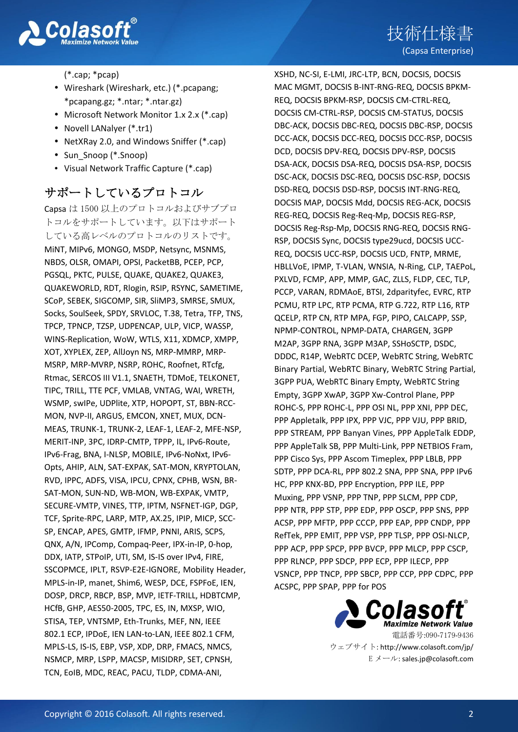(*.cap; *pcap)

- Wireshark (Wireshark, etc.) (*.pcapang; *pcapang.gz; *.ntar; *.ntar.gz)
- Microsoft Network Monitor 1.x 2.x (*.cap)
- Novell LANalyer (*.tr1)
- NetXRay 2.0, and Windows Sniffer (*.cap)
- Sun_Snoop (*.Snoop)
- Visual Network Traffic Capture (*.cap)

## サポートしているプロトコル

Capsa は 1500 以上のプロトコルおよびサブプロトコルをサポートしています。以下はサポートしている高レベルのプロトコルのリストです。

MiNT, MIPv6, MONGO, MSDP, Netsync, MSNMS, NBDS, OLSR, OMAPI, OPSI, PacketBB, PCEP, PCP, PGSQL, PKTC, PULSE, QUAKE, QUAKE2, QUAKE3, QUAKEWORLD, RDT, Rlogin, RSIP, RSYNC, SAMETIME, SCoP, SEBEK, SIGCOMP, SIR, SliMP3, SMRSE, SMUX, Socks, SoulSeek, SPDY, SRVLOC, T.38, Tetra, TFP, TNS, TPCP, TPNCP, TZSP, UDPENCAP, ULP, VICP, WASSP, WINS-Replication, WoW, WTLS, X11, XDMCP, XMPP, XOT, XYPLEX, ZEP, AllJoyn NS, MRP-MMRP, MRP-MSRP, MRP-MVRP, NSRP, ROHC, Roofnet, RTcfg, Rtmac, SERCOS III V1.1, SNAETH, TDMoE, TELKONET, TIPC, TRILL, TTE PCF, VMLAB, VNTAG, WAI, WRETH, WSMP, swIPe, UDPlite, XTP, HOPOPT, ST, BBN-RCC-MON, NVP-II, ARGUS, EMCON, XNET, MUX, DCN-MEAS, TRUNK-1, TRUNK-2, LEAF-1, LEAF-2, MFE-NSP, MERIT-INP, 3PC, IDRP-CMTP, TPPP, IL, IPv6-Route, IPv6-Frag, BNA, I-NLSP, MOBILE, IPv6-NoNxt, IPv6-Opts, AHIP, ALN, SAT-EXPAK, SAT-MON, KRYPTOLAN, RVD, IPPC, ADFS, VISA, IPCU, CPNX, CPHB, WSN, BR-SAT-MON, SUN-ND, WB-MON, WB-EXPAK, VMTP, SECURE-VMTP, VINES, TTP, IPTM, NSFNET-IGP, DGP, TCF, Sprite-RPC, LARP, MTP, AX.25, IPIP, MICP, SCC-SP, ENCAP, APES, GMTP, IFMP, PNNI, ARIS, SCPS, QNX, A/N, IPComp, Compaq-Peer, IPX-in-IP, 0-hop, DDX, IATP, STPoIP, UTI, SM, IS-IS over IPv4, FIRE, SSCOPMCE, IPLT, RSVP-E2E-IGNORE, Mobility Header, MPLS-in-IP, manet, Shim6, WESP, DCE, FSPFoE, IEN, DOSP, DRCP, RBCP, BSP, MVP, IETF-TRILL, HDBTCMP, HCfB, GHP, AES50-2005, TPC, ES, IN, MXSP, WIO, STISA, TEP, VNTSMP, Eth-Trunks, MEF, NN, IEEE 802.1 ECP, IPDoE, IEN LAN-to-LAN, IEEE 802.1 CFM, MPLS-LS, IS-IS, EBP, VSP, XDP, DRP, FMACS, NMCS, NSMCP, MRP, LSPP, MACSP, MISIDRP, SET, CPNSH, TCN, EoIB, MDC, REAC, PACU, TLDP, CDMA-ANI, XSHD, NC-SI, E-LMI, JRC-LTP, BCN, DOCSIS, DOCSIS MAC MGMT, DOCSIS B-INT-RNG-REQ, DOCSIS BPKM-REQ, DOCSIS BPKM-RSP, DOCSIS CM-CTRL-REQ, DOCSIS CM-CTRL-RSP, DOCSIS CM-STATUS, DOCSIS DBC-ACK, DOCSIS DBC-REQ, DOCSIS DBC-RSP, DOCSIS DCC-ACK, DOCSIS DCC-REQ, DOCSIS DCC-RSP, DOCSIS DCD, DOCSIS DPV-REQ, DOCSIS DPV-RSP, DOCSIS DSA-ACK, DOCSIS DSA-REQ, DOCSIS DSA-RSP, DOCSIS DSC-ACK, DOCSIS DSC-REQ, DOCSIS DSC-RSP, DOCSIS DSD-REQ, DOCSIS DSD-RSP, DOCSIS INT-RNG-REQ, DOCSIS MAP, DOCSIS Mdd, DOCSIS REG-ACK, DOCSIS REG-REQ, DOCSIS Reg-Req-Mp, DOCSIS REG-RSP, DOCSIS Reg-Rsp-Mp, DOCSIS RNG-REQ, DOCSIS RNG-RSP, DOCSIS Sync, DOCSIS type29ucd, DOCSIS UCC-REQ, DOCSIS UCC-RSP, DOCSIS UCD, FNTP, MRME, HBLLVoE, IPMP, T-VLAN, WNSIA, N-Ring, CLP, TAEPoL, PXLVD, FCMP, APP, MMP, GAC, ZLLS, FLDP, CEC, TLP, PCCP, VARAN, RDMAoE, BTSI, 2dparityfec, EVRC, RTP PCMU, RTP LPC, RTP PCMA, RTP G.722, RTP L16, RTP QCELP, RTP CN, RTP MPA, FGP, PIPO, CALCAPP, SSP, NPMP-CONTROL, NPMP-DATA, CHARGEN, 3GPP M2AP, 3GPP RNA, 3GPP M3AP, SSHoSCTP, DSDC, DDDC, R14P, WebRTC DCEP, WebRTC String, WebRTC Binary Partial, WebRTC Binary, WebRTC String Partial, 3GPP PUA, WebRTC Binary Empty, WebRTC String Empty, 3GPP XwAP, 3GPP Xw-Control Plane, PPP ROHC-S, PPP ROHC-L, PPP OSI NL, PPP XNI, PPP DEC, PPP Appletalk, PPP IPX, PPP VJC, PPP VJU, PPP BRID, PPP STREAM, PPP Banyan Vines, PPP AppleTalk EDDP, PPP AppleTalk SB, PPP Multi-Link, PPP NETBIOS Fram, PPP Cisco Sys, PPP Ascom Timeplex, PPP LBLB, PPP SDTP, PPP DCA-RL, PPP 802.2 SNA, PPP SNA, PPP IPv6 HC, PPP KNX-BD, PPP Encryption, PPP ILE, PPP Muxing, PPP VSNP, PPP TNP, PPP SLCM, PPP CDP, PPP NTR, PPP STP, PPP EDP, PPP OSCP, PPP SNS, PPP ACSP, PPP MFTP, PPP CCCP, PPP EAP, PPP CNDP, PPP RefTek, PPP EMIT, PPP VSP, PPP TLSP, PPP OSI-NLCP, PPP ACP, PPP SPCP, PPP BVCP, PPP MLCP, PPP CSCP, PPP RLNCP, PPP SDCP, PPP ECP, PPP ILECP, PPP VSNCP, PPP TNCP, PPP SBCP, PPP CCP, PPP CDPC, PPP ACSPC, PPP SPAP, PPP for POS

Colasoft®
Maximize Network Value

電話番号:090-7179-9436
ウェブサイト: http://www.colasoft.com/jp/
E メール: sales.jp@colasoft.com